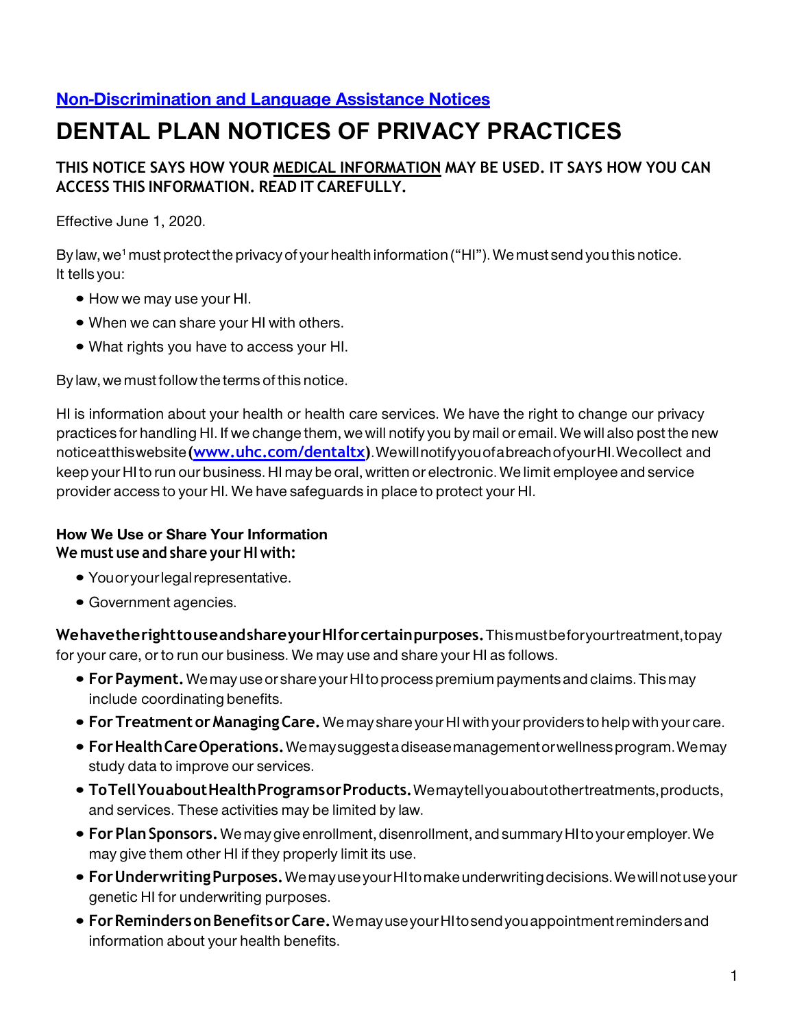[Non-Discrimination and Language Assistance Notices](#)

# DENTAL PLAN NOTICES OF PRIVACY PRACTICES

**THIS NOTICE SAYS HOW YOUR MEDICAL INFORMATION MAY BE USED. IT SAYS HOW YOU CAN ACCESS THIS INFORMATION. READ IT CAREFULLY.**

Effective June 1, 2020.

By law, we[1] must protect the privacy of your health information ("HI"). We must send you this notice. It tells you:

- How we may use your HI.
- When we can share your HI with others.
- What rights you have to access your HI.

By law, we must follow the terms of this notice.

HI is information about your health or health care services. We have the right to change our privacy practices for handling HI. If we change them, we will notify you by mail or email. We will also post the new notice at this website (**www.uhc.com/dentaltx**). We will notify you of a breach of your HI. We collect and keep your HI to run our business. HI may be oral, written or electronic. We limit employee and service provider access to your HI. We have safeguards in place to protect your HI.

### How We Use or Share Your Information

**We must use and share your HI with:**

- You or your legal representative.
- Government agencies.

**We have the right to use and share your HI for certain purposes.** This must be for your treatment, to pay for your care, or to run our business. We may use and share your HI as follows.

- **For Payment.** We may use or share your HI to process premium payments and claims. This may include coordinating benefits.
- **For Treatment or Managing Care.** We may share your HI with your providers to help with your care.
- **For Health Care Operations.** We may suggest a disease management or wellness program. We may study data to improve our services.
- **To Tell You about Health Programs or Products.** We may tell you about other treatments, products, and services. These activities may be limited by law.
- **For Plan Sponsors.** We may give enrollment, disenrollment, and summary HI to your employer. We may give them other HI if they properly limit its use.
- **For Underwriting Purposes.** We may use your HI to make underwriting decisions. We will not use your genetic HI for underwriting purposes.
- **For Reminders on Benefits or Care.** We may use your HI to send you appointment reminders and information about your health benefits.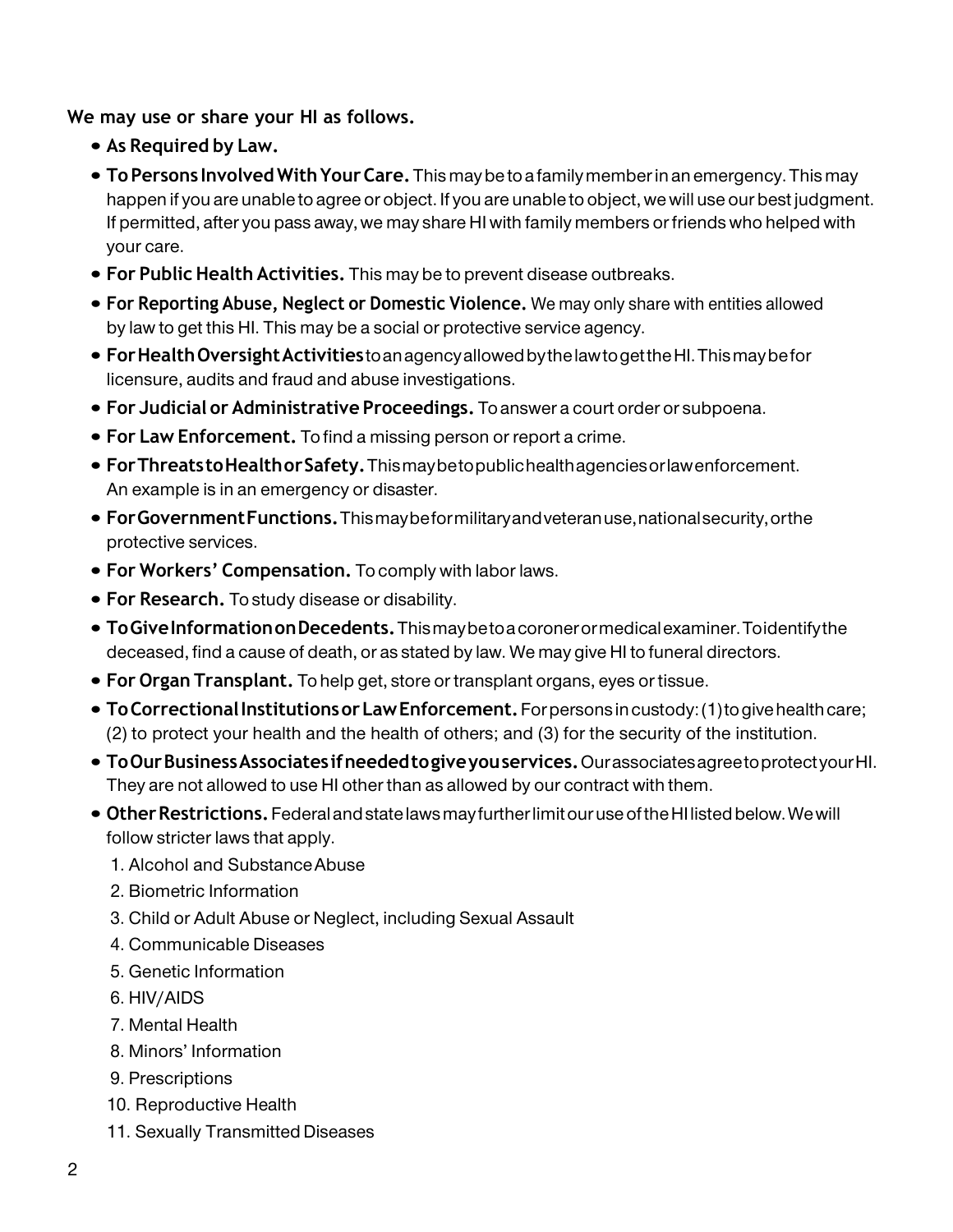**We may use or share your HI as follows.**

- **As Required by Law.**
- **To Persons Involved With Your Care.** This may be to a family member in an emergency. This may happen if you are unable to agree or object. If you are unable to object, we will use our best judgment. If permitted, after you pass away, we may share HI with family members or friends who helped with your care.
- **For Public Health Activities.** This may be to prevent disease outbreaks.
- **For Reporting Abuse, Neglect or Domestic Violence.** We may only share with entities allowed by law to get this HI. This may be a social or protective service agency.
- **For Health Oversight Activities** to an agency allowed by the law to get the HI. This may be for licensure, audits and fraud and abuse investigations.
- **For Judicial or Administrative Proceedings.** To answer a court order or subpoena.
- **For Law Enforcement.** To find a missing person or report a crime.
- **For Threats to Health or Safety.** This may be to public health agencies or law enforcement. An example is in an emergency or disaster.
- **For Government Functions.** This may be for military and veteran use, national security, or the protective services.
- **For Workers' Compensation.** To comply with labor laws.
- **For Research.** To study disease or disability.
- **To Give Information on Decedents.** This may be to a coroner or medical examiner. To identify the deceased, find a cause of death, or as stated by law. We may give HI to funeral directors.
- **For Organ Transplant.** To help get, store or transplant organs, eyes or tissue.
- **To Correctional Institutions or Law Enforcement.** For persons in custody: (1) to give health care; (2) to protect your health and the health of others; and (3) for the security of the institution.
- **To Our Business Associates if needed to give you services.** Our associates agree to protect your HI. They are not allowed to use HI other than as allowed by our contract with them.
- **Other Restrictions.** Federal and state laws may further limit our use of the HI listed below. We will follow stricter laws that apply.
  1. Alcohol and Substance Abuse
  2. Biometric Information
  3. Child or Adult Abuse or Neglect, including Sexual Assault
  4. Communicable Diseases
  5. Genetic Information
  6. HIV/AIDS
  7. Mental Health
  8. Minors' Information
  9. Prescriptions
  10. Reproductive Health
  11. Sexually Transmitted Diseases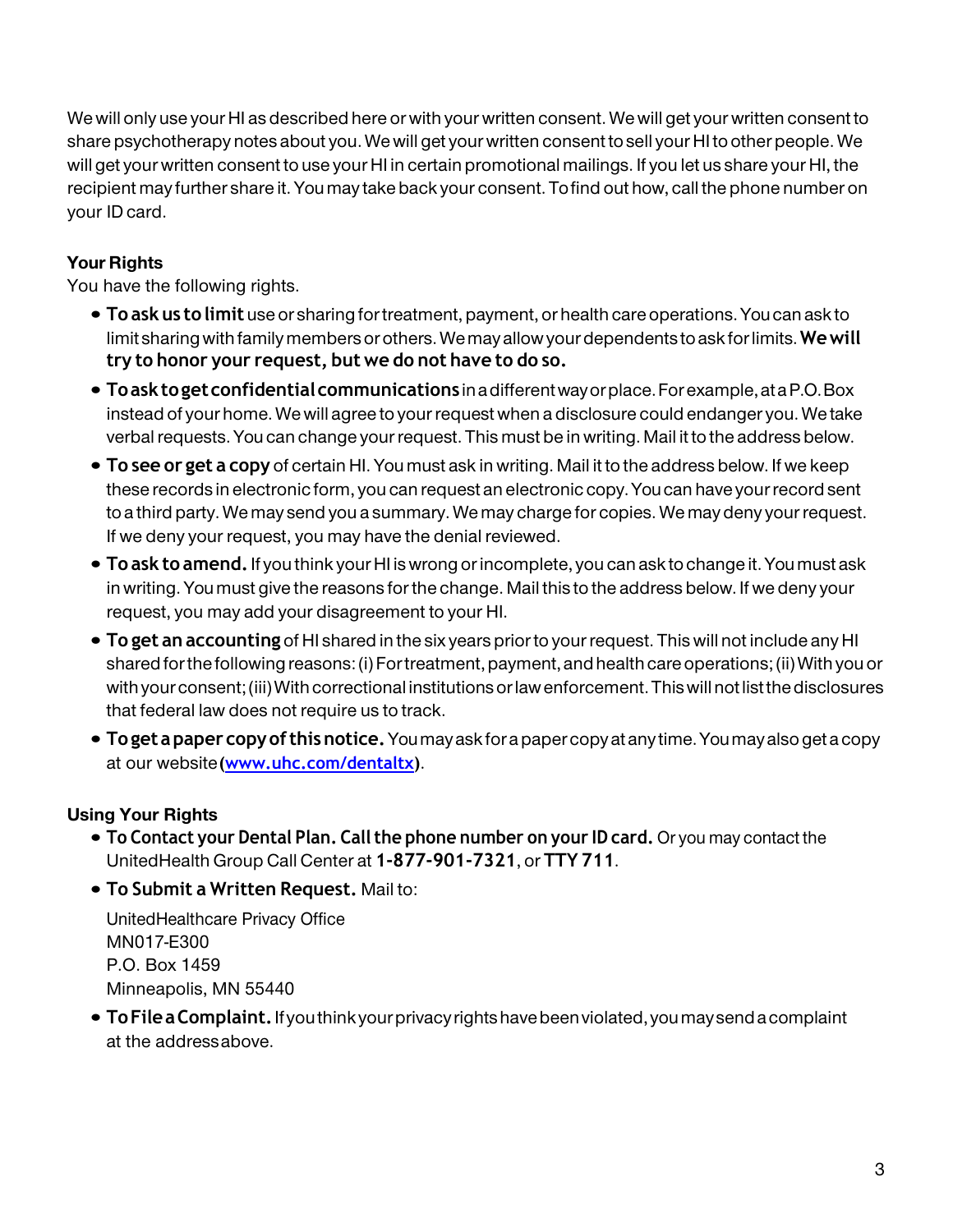We will only use your HI as described here or with your written consent. We will get your written consent to share psychotherapy notes about you. We will get your written consent to sell your HI to other people. We will get your written consent to use your HI in certain promotional mailings. If you let us share your HI, the recipient may further share it. You may take back your consent. To find out how, call the phone number on your ID card.

**Your Rights**

You have the following rights.

- **To ask us to limit** use or sharing for treatment, payment, or health care operations. You can ask to limit sharing with family members or others. We may allow your dependents to ask for limits. **We will try to honor your request, but we do not have to do so.**
- **To ask to get confidential communications** in a different way or place. For example, at a P.O. Box instead of your home. We will agree to your request when a disclosure could endanger you. We take verbal requests. You can change your request. This must be in writing. Mail it to the address below.
- **To see or get a copy** of certain HI. You must ask in writing. Mail it to the address below. If we keep these records in electronic form, you can request an electronic copy. You can have your record sent to a third party. We may send you a summary. We may charge for copies. We may deny your request. If we deny your request, you may have the denial reviewed.
- **To ask to amend.** If you think your HI is wrong or incomplete, you can ask to change it. You must ask in writing. You must give the reasons for the change. Mail this to the address below. If we deny your request, you may add your disagreement to your HI.
- **To get an accounting** of HI shared in the six years prior to your request. This will not include any HI shared for the following reasons: (i) For treatment, payment, and health care operations; (ii) With you or with your consent; (iii) With correctional institutions or law enforcement. This will not list the disclosures that federal law does not require us to track.
- **To get a paper copy of this notice.** You may ask for a paper copy at any time. You may also get a copy at our website (**www.uhc.com/dentaltx**).

**Using Your Rights**

- **To Contact your Dental Plan. Call the phone number on your ID card.** Or you may contact the UnitedHealth Group Call Center at **1-877-901-7321**, or **TTY 711**.
- **To Submit a Written Request.** Mail to:

  UnitedHealthcare Privacy Office  
  MN017-E300  
  P.O. Box 1459  
  Minneapolis, MN 55440
- **To File a Complaint.** If you think your privacy rights have been violated, you may send a complaint at the address above.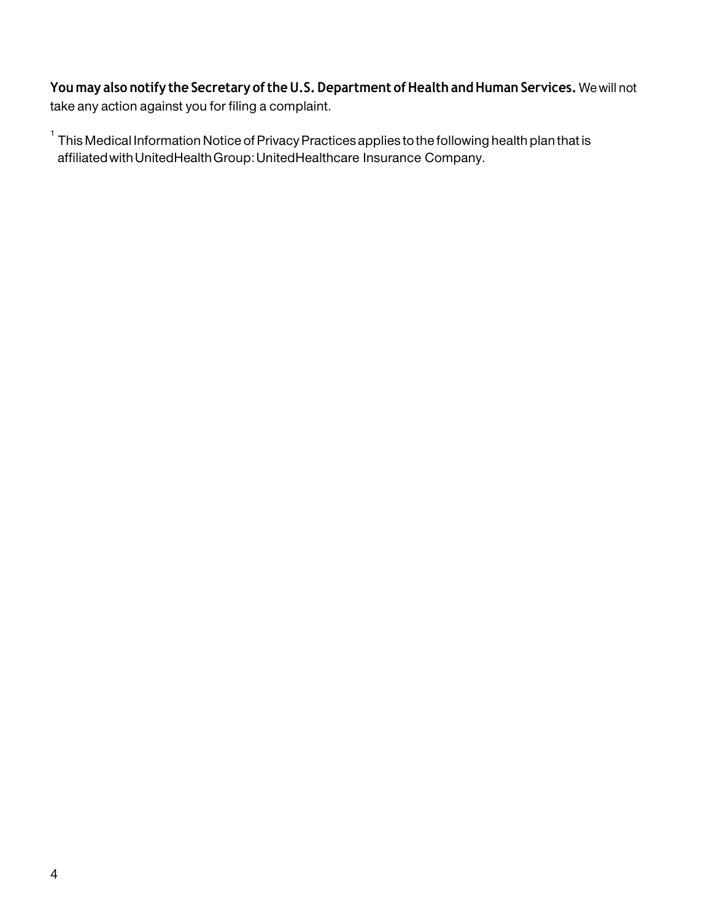**You may also notify the Secretary of the U.S. Department of Health and Human Services.** We will not take any action against you for filing a complaint.

[1] This Medical Information Notice of Privacy Practices applies to the following health plan that is affiliated with UnitedHealth Group: UnitedHealthcare Insurance Company.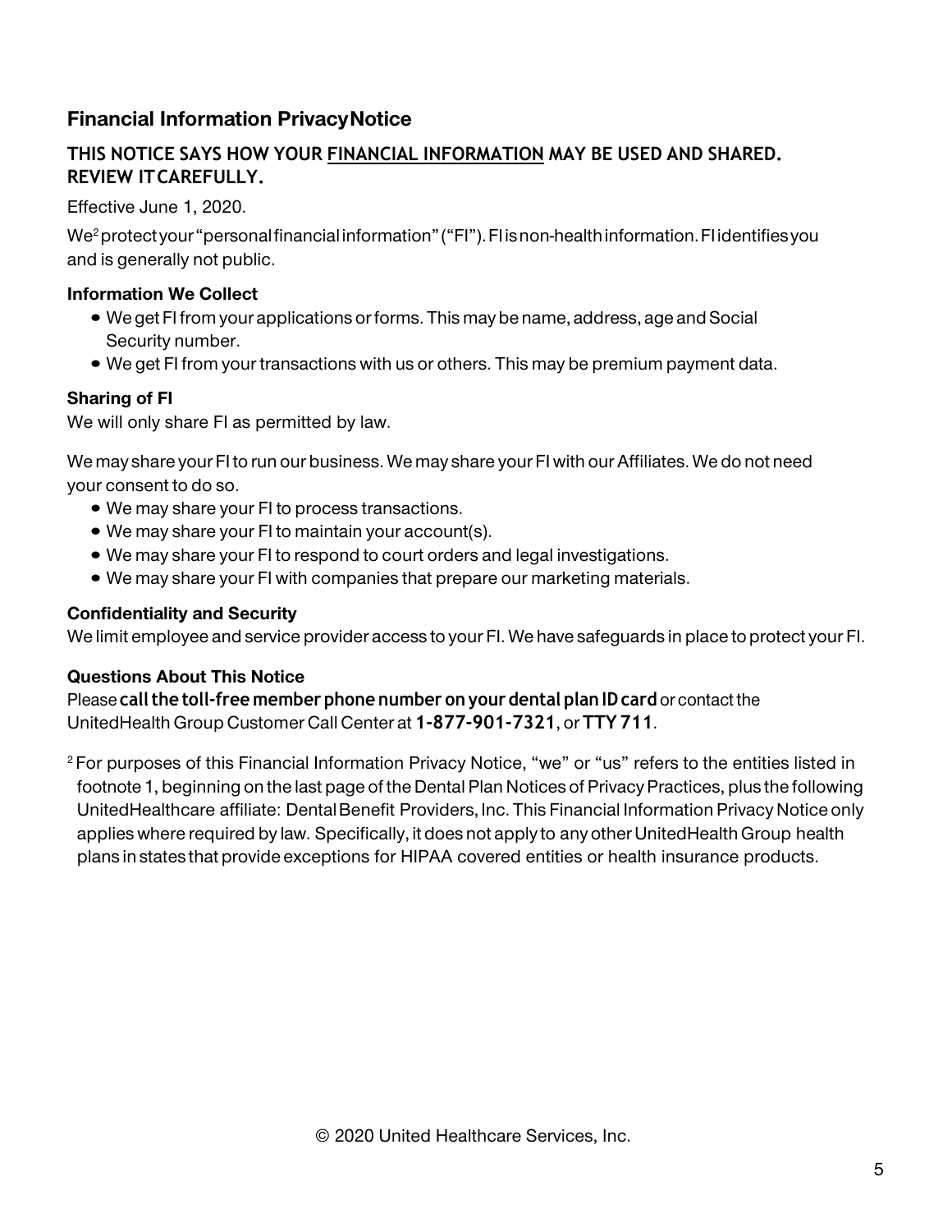## Financial Information Privacy Notice

### THIS NOTICE SAYS HOW YOUR <u>FINANCIAL INFORMATION</u> MAY BE USED AND SHARED. REVIEW IT CAREFULLY.

Effective June 1, 2020.

We[2] protect your "personal financial information" ("FI"). FI is non-health information. FI identifies you and is generally not public.

**Information We Collect**

- We get FI from your applications or forms. This may be name, address, age and Social Security number.
- We get FI from your transactions with us or others. This may be premium payment data.

**Sharing of FI**

We will only share FI as permitted by law.

We may share your FI to run our business. We may share your FI with our Affiliates. We do not need your consent to do so.

- We may share your FI to process transactions.
- We may share your FI to maintain your account(s).
- We may share your FI to respond to court orders and legal investigations.
- We may share your FI with companies that prepare our marketing materials.

**Confidentiality and Security**

We limit employee and service provider access to your FI. We have safeguards in place to protect your FI.

**Questions About This Notice**

Please **call the toll-free member phone number on your dental plan ID card** or contact the UnitedHealth Group Customer Call Center at **1-877-901-7321**, or **TTY 711**.

[2] For purposes of this Financial Information Privacy Notice, "we" or "us" refers to the entities listed in footnote 1, beginning on the last page of the Dental Plan Notices of Privacy Practices, plus the following UnitedHealthcare affiliate: Dental Benefit Providers, Inc. This Financial Information Privacy Notice only applies where required by law. Specifically, it does not apply to any other UnitedHealth Group health plans in states that provide exceptions for HIPAA covered entities or health insurance products.

© 2020 United Healthcare Services, Inc.